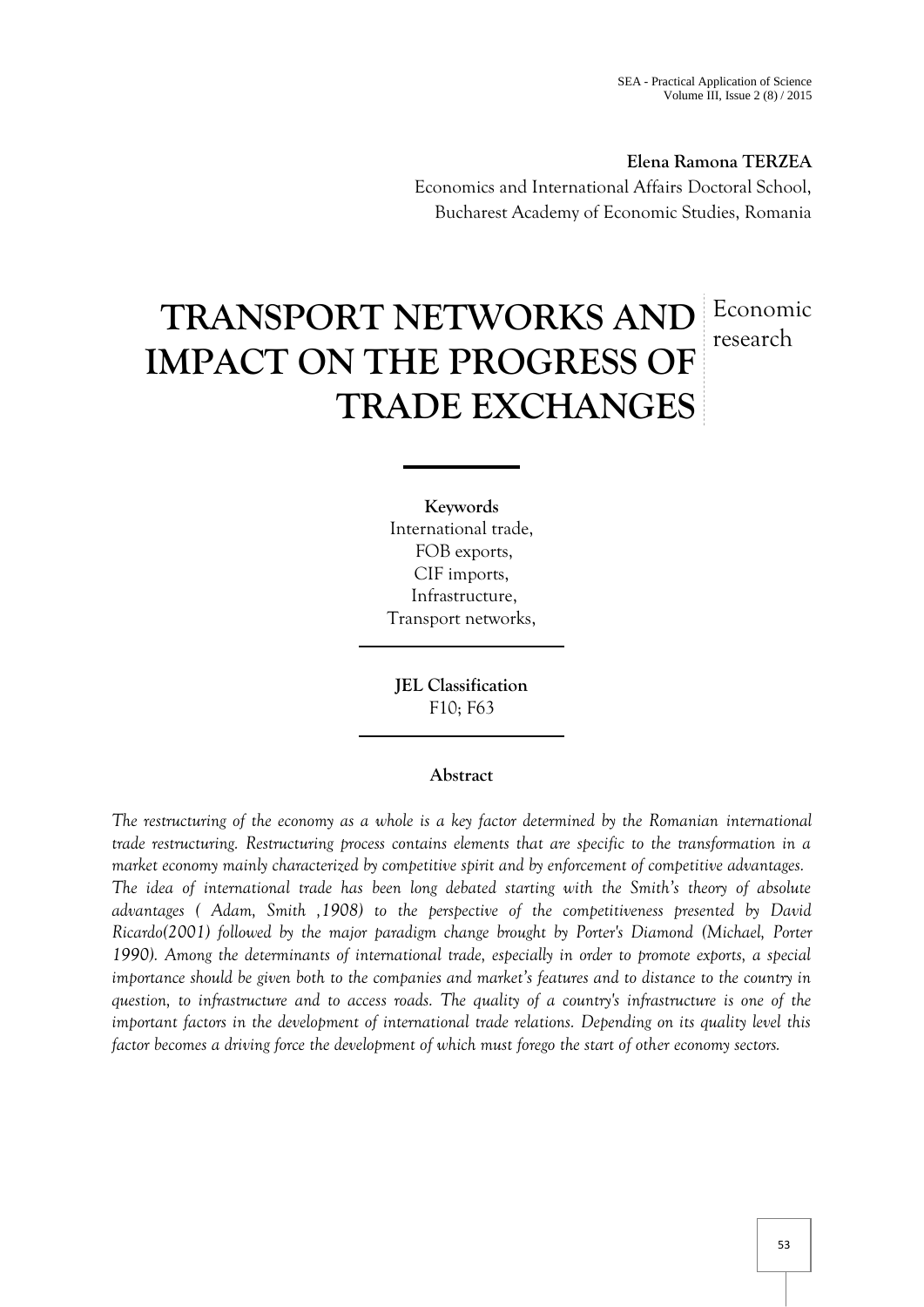**Elena Ramona TERZEA**

Economics and International Affairs Doctoral School,
Bucharest Academy of Economic Studies, Romania

# TRANSPORT NETWORKS AND IMPACT ON THE PROGRESS OF TRADE EXCHANGES

Economic research

**Keywords**

International trade,
FOB exports,
CIF imports,
Infrastructure,
Transport networks,

**JEL Classification**

F10; F63

**Abstract**

*The restructuring of the economy as a whole is a key factor determined by the Romanian international trade restructuring. Restructuring process contains elements that are specific to the transformation in a market economy mainly characterized by competitive spirit and by enforcement of competitive advantages.*
*The idea of international trade has been long debated starting with the Smith's theory of absolute advantages ( Adam, Smith ,1908) to the perspective of the competitiveness presented by David Ricardo(2001) followed by the major paradigm change brought by Porter's Diamond (Michael, Porter 1990). Among the determinants of international trade, especially in order to promote exports, a special importance should be given both to the companies and market's features and to distance to the country in question, to infrastructure and to access roads. The quality of a country's infrastructure is one of the important factors in the development of international trade relations. Depending on its quality level this factor becomes a driving force the development of which must forego the start of other economy sectors.*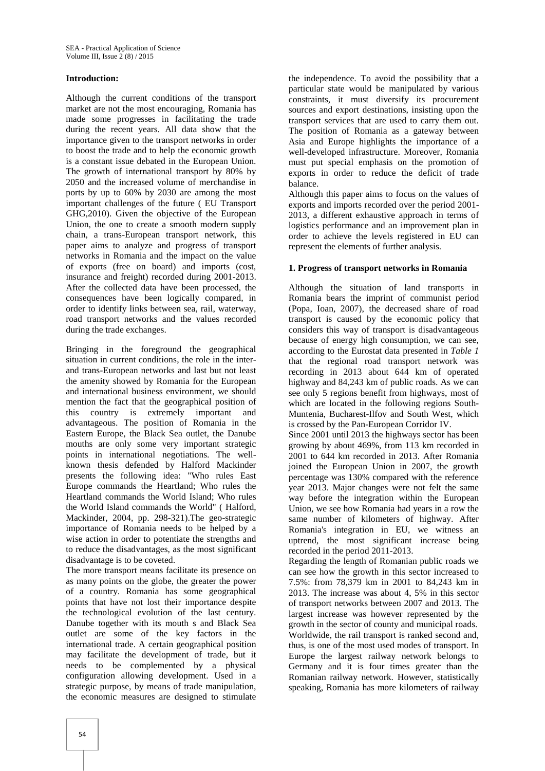## Introduction:

Although the current conditions of the transport market are not the most encouraging, Romania has made some progresses in facilitating the trade during the recent years. All data show that the importance given to the transport networks in order to boost the trade and to help the economic growth is a constant issue debated in the European Union. The growth of international transport by 80% by 2050 and the increased volume of merchandise in ports by up to 60% by 2030 are among the most important challenges of the future ( EU Transport GHG,2010). Given the objective of the European Union, the one to create a smooth modern supply chain, a trans-European transport network, this paper aims to analyze and progress of transport networks in Romania and the impact on the value of exports (free on board) and imports (cost, insurance and freight) recorded during 2001-2013. After the collected data have been processed, the consequences have been logically compared, in order to identify links between sea, rail, waterway, road transport networks and the values recorded during the trade exchanges.

Bringing in the foreground the geographical situation in current conditions, the role in the inter- and trans-European networks and last but not least the amenity showed by Romania for the European and international business environment, we should mention the fact that the geographical position of this country is extremely important and advantageous. The position of Romania in the Eastern Europe, the Black Sea outlet, the Danube mouths are only some very important strategic points in international negotiations. The well-known thesis defended by Halford Mackinder presents the following idea: "Who rules East Europe commands the Heartland; Who rules the Heartland commands the World Island; Who rules the World Island commands the World" ( Halford, Mackinder, 2004, pp. 298-321).The geo-strategic importance of Romania needs to be helped by a wise action in order to potentiate the strengths and to reduce the disadvantages, as the most significant disadvantage is to be coveted.

The more transport means facilitate its presence on as many points on the globe, the greater the power of a country. Romania has some geographical points that have not lost their importance despite the technological evolution of the last century. Danube together with its mouth s and Black Sea outlet are some of the key factors in the international trade. A certain geographical position may facilitate the development of trade, but it needs to be complemented by a physical configuration allowing development. Used in a strategic purpose, by means of trade manipulation, the economic measures are designed to stimulate the independence. To avoid the possibility that a particular state would be manipulated by various constraints, it must diversify its procurement sources and export destinations, insisting upon the transport services that are used to carry them out. The position of Romania as a gateway between Asia and Europe highlights the importance of a well-developed infrastructure. Moreover, Romania must put special emphasis on the promotion of exports in order to reduce the deficit of trade balance.

Although this paper aims to focus on the values of exports and imports recorded over the period 2001-2013, a different exhaustive approach in terms of logistics performance and an improvement plan in order to achieve the levels registered in EU can represent the elements of further analysis.

## 1. Progress of transport networks in Romania

Although the situation of land transports in Romania bears the imprint of communist period (Popa, Ioan, 2007), the decreased share of road transport is caused by the economic policy that considers this way of transport is disadvantageous because of energy high consumption, we can see, according to the Eurostat data presented in *Table 1* that the regional road transport network was recording in 2013 about 644 km of operated highway and 84,243 km of public roads. As we can see only 5 regions benefit from highways, most of which are located in the following regions South-Muntenia, Bucharest-Ilfov and South West, which is crossed by the Pan-European Corridor IV.

Since 2001 until 2013 the highways sector has been growing by about 469%, from 113 km recorded in 2001 to 644 km recorded in 2013. After Romania joined the European Union in 2007, the growth percentage was 130% compared with the reference year 2013. Major changes were not felt the same way before the integration within the European Union, we see how Romania had years in a row the same number of kilometers of highway. After Romania's integration in EU, we witness an uptrend, the most significant increase being recorded in the period 2011-2013.

Regarding the length of Romanian public roads we can see how the growth in this sector increased to 7.5%: from 78,379 km in 2001 to 84,243 km in 2013. The increase was about 4, 5% in this sector of transport networks between 2007 and 2013. The largest increase was however represented by the growth in the sector of county and municipal roads.

Worldwide, the rail transport is ranked second and, thus, is one of the most used modes of transport. In Europe the largest railway network belongs to Germany and it is four times greater than the Romanian railway network. However, statistically speaking, Romania has more kilometers of railway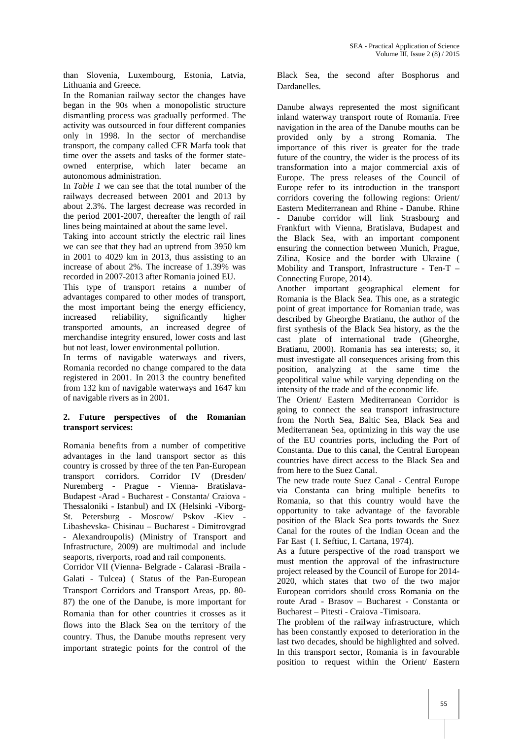than Slovenia, Luxembourg, Estonia, Latvia, Lithuania and Greece.

In the Romanian railway sector the changes have began in the 90s when a monopolistic structure dismantling process was gradually performed. The activity was outsourced in four different companies only in 1998. In the sector of merchandise transport, the company called CFR Marfa took that time over the assets and tasks of the former state-owned enterprise, which later became an autonomous administration.

In *Table 1* we can see that the total number of the railways decreased between 2001 and 2013 by about 2.3%. The largest decrease was recorded in the period 2001-2007, thereafter the length of rail lines being maintained at about the same level.

Taking into account strictly the electric rail lines we can see that they had an uptrend from 3950 km in 2001 to 4029 km in 2013, thus assisting to an increase of about 2%. The increase of 1.39% was recorded in 2007-2013 after Romania joined EU.

This type of transport retains a number of advantages compared to other modes of transport, the most important being the energy efficiency, increased reliability, significantly higher transported amounts, an increased degree of merchandise integrity ensured, lower costs and last but not least, lower environmental pollution.

In terms of navigable waterways and rivers, Romania recorded no change compared to the data registered in 2001. In 2013 the country benefited from 132 km of navigable waterways and 1647 km of navigable rivers as in 2001.

## 2. Future perspectives of the Romanian transport services:

Romania benefits from a number of competitive advantages in the land transport sector as this country is crossed by three of the ten Pan-European transport corridors. Corridor IV (Dresden/ Nuremberg - Prague - Vienna- Bratislava- Budapest -Arad - Bucharest - Constanta/ Craiova - Thessaloniki - Istanbul) and IX (Helsinki -Viborg- St. Petersburg - Moscow/ Pskov -Kiev - Libashevska- Chisinau – Bucharest - Dimitrovgrad - Alexandroupolis) (Ministry of Transport and Infrastructure, 2009) are multimodal and include seaports, riverports, road and rail components.

Corridor VII (Vienna- Belgrade - Calarasi -Braila - Galati - Tulcea) ( Status of the Pan-European Transport Corridors and Transport Areas, pp. 80-87) the one of the Danube, is more important for Romania than for other countries it crosses as it flows into the Black Sea on the territory of the country. Thus, the Danube mouths represent very important strategic points for the control of the Black Sea, the second after Bosphorus and Dardanelles.

Danube always represented the most significant inland waterway transport route of Romania. Free navigation in the area of the Danube mouths can be provided only by a strong Romania. The importance of this river is greater for the trade future of the country, the wider is the process of its transformation into a major commercial axis of Europe. The press releases of the Council of Europe refer to its introduction in the transport corridors covering the following regions: Orient/ Eastern Mediterranean and Rhine - Danube. Rhine - Danube corridor will link Strasbourg and Frankfurt with Vienna, Bratislava, Budapest and the Black Sea, with an important component ensuring the connection between Munich, Prague, Zilina, Kosice and the border with Ukraine ( Mobility and Transport, Infrastructure - Ten-T – Connecting Europe, 2014).

Another important geographical element for Romania is the Black Sea. This one, as a strategic point of great importance for Romanian trade, was described by Gheorghe Bratianu, the author of the first synthesis of the Black Sea history, as the the cast plate of international trade (Gheorghe, Bratianu, 2000). Romania has sea interests; so, it must investigate all consequences arising from this position, analyzing at the same time the geopolitical value while varying depending on the intensity of the trade and of the economic life.

The Orient/ Eastern Mediterranean Corridor is going to connect the sea transport infrastructure from the North Sea, Baltic Sea, Black Sea and Mediterranean Sea, optimizing in this way the use of the EU countries ports, including the Port of Constanta. Due to this canal, the Central European countries have direct access to the Black Sea and from here to the Suez Canal.

The new trade route Suez Canal - Central Europe via Constanta can bring multiple benefits to Romania, so that this country would have the opportunity to take advantage of the favorable position of the Black Sea ports towards the Suez Canal for the routes of the Indian Ocean and the Far East ( I. Seftiuc, I. Cartana, 1974).

As a future perspective of the road transport we must mention the approval of the infrastructure project released by the Council of Europe for 2014-2020, which states that two of the two major European corridors should cross Romania on the route Arad - Brasov – Bucharest - Constanta or Bucharest – Pitesti - Craiova -Timisoara.

The problem of the railway infrastructure, which has been constantly exposed to deterioration in the last two decades, should be highlighted and solved. In this transport sector, Romania is in favourable position to request within the Orient/ Eastern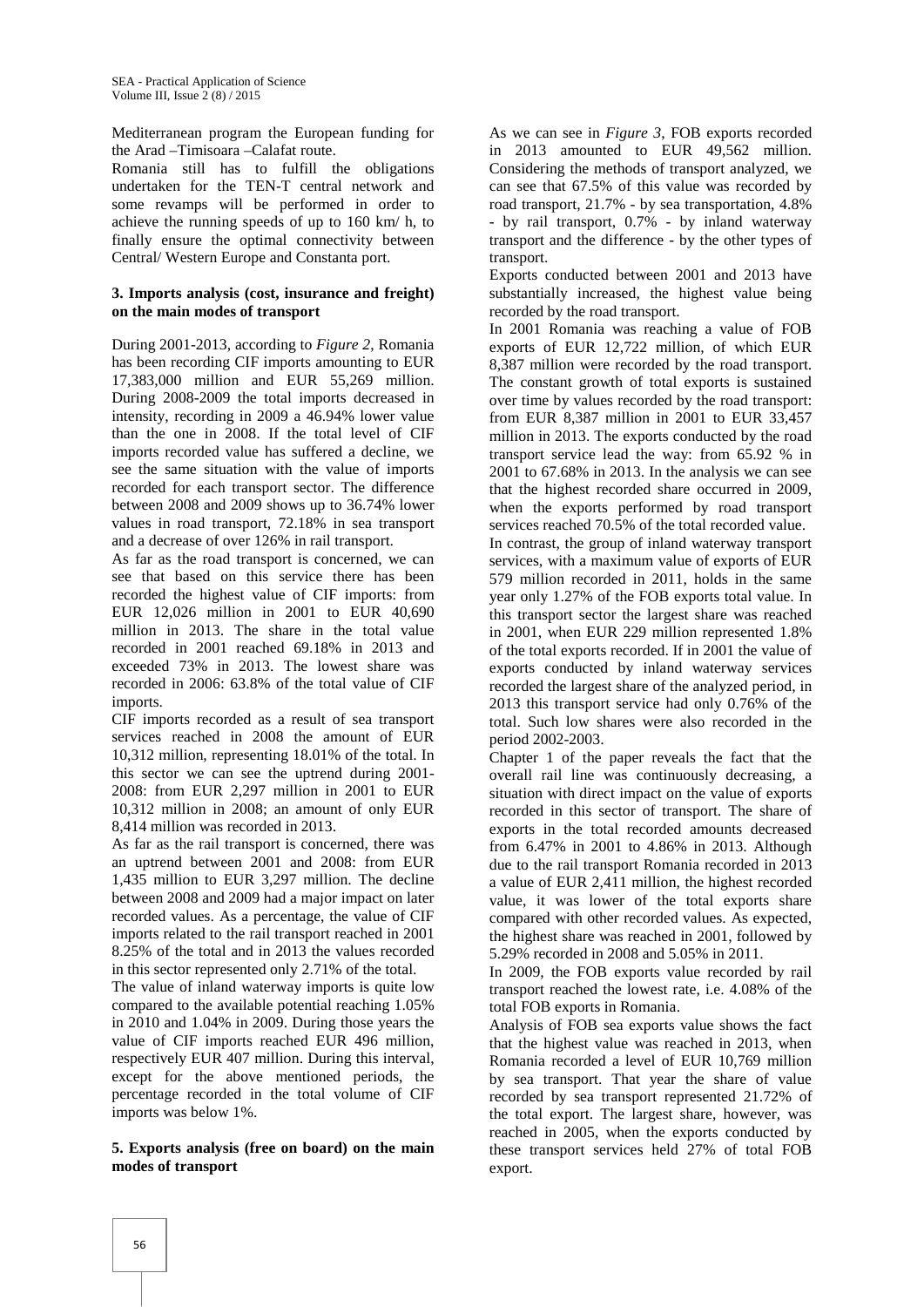Mediterranean program the European funding for the Arad –Timisoara –Calafat route.

Romania still has to fulfill the obligations undertaken for the TEN-T central network and some revamps will be performed in order to achieve the running speeds of up to 160 km/ h, to finally ensure the optimal connectivity between Central/ Western Europe and Constanta port.

### 3. Imports analysis (cost, insurance and freight) on the main modes of transport

During 2001-2013, according to *Figure 2*, Romania has been recording CIF imports amounting to EUR 17,383,000 million and EUR 55,269 million. During 2008-2009 the total imports decreased in intensity, recording in 2009 a 46.94% lower value than the one in 2008. If the total level of CIF imports recorded value has suffered a decline, we see the same situation with the value of imports recorded for each transport sector. The difference between 2008 and 2009 shows up to 36.74% lower values in road transport, 72.18% in sea transport and a decrease of over 126% in rail transport.

As far as the road transport is concerned, we can see that based on this service there has been recorded the highest value of CIF imports: from EUR 12,026 million in 2001 to EUR 40,690 million in 2013. The share in the total value recorded in 2001 reached 69.18% in 2013 and exceeded 73% in 2013. The lowest share was recorded in 2006: 63.8% of the total value of CIF imports.

CIF imports recorded as a result of sea transport services reached in 2008 the amount of EUR 10,312 million, representing 18.01% of the total. In this sector we can see the uptrend during 2001-2008: from EUR 2,297 million in 2001 to EUR 10,312 million in 2008; an amount of only EUR 8,414 million was recorded in 2013.

As far as the rail transport is concerned, there was an uptrend between 2001 and 2008: from EUR 1,435 million to EUR 3,297 million. The decline between 2008 and 2009 had a major impact on later recorded values. As a percentage, the value of CIF imports related to the rail transport reached in 2001 8.25% of the total and in 2013 the values recorded in this sector represented only 2.71% of the total.

The value of inland waterway imports is quite low compared to the available potential reaching 1.05% in 2010 and 1.04% in 2009. During those years the value of CIF imports reached EUR 496 million, respectively EUR 407 million. During this interval, except for the above mentioned periods, the percentage recorded in the total volume of CIF imports was below 1%.

### 5. Exports analysis (free on board) on the main modes of transport

As we can see in *Figure 3*, FOB exports recorded in 2013 amounted to EUR 49,562 million. Considering the methods of transport analyzed, we can see that 67.5% of this value was recorded by road transport, 21.7% - by sea transportation, 4.8% - by rail transport, 0.7% - by inland waterway transport and the difference - by the other types of transport.

Exports conducted between 2001 and 2013 have substantially increased, the highest value being recorded by the road transport.

In 2001 Romania was reaching a value of FOB exports of EUR 12,722 million, of which EUR 8,387 million were recorded by the road transport. The constant growth of total exports is sustained over time by values recorded by the road transport: from EUR 8,387 million in 2001 to EUR 33,457 million in 2013. The exports conducted by the road transport service lead the way: from 65.92 % in 2001 to 67.68% in 2013. In the analysis we can see that the highest recorded share occurred in 2009, when the exports performed by road transport services reached 70.5% of the total recorded value.

In contrast, the group of inland waterway transport services, with a maximum value of exports of EUR 579 million recorded in 2011, holds in the same year only 1.27% of the FOB exports total value. In this transport sector the largest share was reached in 2001, when EUR 229 million represented 1.8% of the total exports recorded. If in 2001 the value of exports conducted by inland waterway services recorded the largest share of the analyzed period, in 2013 this transport service had only 0.76% of the total. Such low shares were also recorded in the period 2002-2003.

Chapter 1 of the paper reveals the fact that the overall rail line was continuously decreasing, a situation with direct impact on the value of exports recorded in this sector of transport. The share of exports in the total recorded amounts decreased from 6.47% in 2001 to 4.86% in 2013. Although due to the rail transport Romania recorded in 2013 a value of EUR 2,411 million, the highest recorded value, it was lower of the total exports share compared with other recorded values. As expected, the highest share was reached in 2001, followed by 5.29% recorded in 2008 and 5.05% in 2011.

In 2009, the FOB exports value recorded by rail transport reached the lowest rate, i.e. 4.08% of the total FOB exports in Romania.

Analysis of FOB sea exports value shows the fact that the highest value was reached in 2013, when Romania recorded a level of EUR 10,769 million by sea transport. That year the share of value recorded by sea transport represented 21.72% of the total export. The largest share, however, was reached in 2005, when the exports conducted by these transport services held 27% of total FOB export.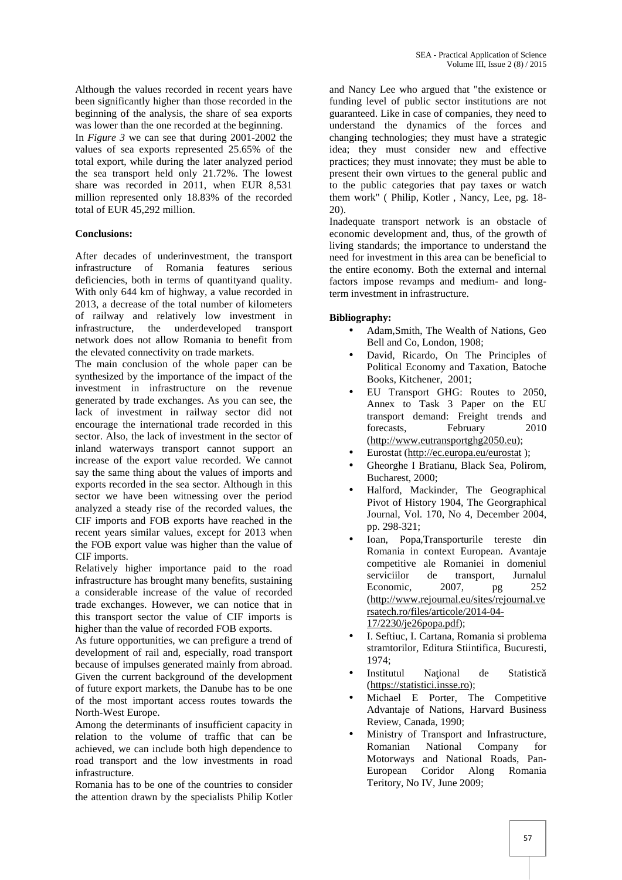Although the values recorded in recent years have been significantly higher than those recorded in the beginning of the analysis, the share of sea exports was lower than the one recorded at the beginning.

In *Figure 3* we can see that during 2001-2002 the values of sea exports represented 25.65% of the total export, while during the later analyzed period the sea transport held only 21.72%. The lowest share was recorded in 2011, when EUR 8,531 million represented only 18.83% of the recorded total of EUR 45,292 million.

**Conclusions:**

After decades of underinvestment, the transport infrastructure of Romania features serious deficiencies, both in terms of quantityand quality. With only 644 km of highway, a value recorded in 2013, a decrease of the total number of kilometers of railway and relatively low investment in infrastructure, the underdeveloped transport network does not allow Romania to benefit from the elevated connectivity on trade markets.

The main conclusion of the whole paper can be synthesized by the importance of the impact of the investment in infrastructure on the revenue generated by trade exchanges. As you can see, the lack of investment in railway sector did not encourage the international trade recorded in this sector. Also, the lack of investment in the sector of inland waterways transport cannot support an increase of the export value recorded. We cannot say the same thing about the values of imports and exports recorded in the sea sector. Although in this sector we have been witnessing over the period analyzed a steady rise of the recorded values, the CIF imports and FOB exports have reached in the recent years similar values, except for 2013 when the FOB export value was higher than the value of CIF imports.

Relatively higher importance paid to the road infrastructure has brought many benefits, sustaining a considerable increase of the value of recorded trade exchanges. However, we can notice that in this transport sector the value of CIF imports is higher than the value of recorded FOB exports.

As future opportunities, we can prefigure a trend of development of rail and, especially, road transport because of impulses generated mainly from abroad. Given the current background of the development of future export markets, the Danube has to be one of the most important access routes towards the North-West Europe.

Among the determinants of insufficient capacity in relation to the volume of traffic that can be achieved, we can include both high dependence to road transport and the low investments in road infrastructure.

Romania has to be one of the countries to consider the attention drawn by the specialists Philip Kotler and Nancy Lee who argued that "the existence or funding level of public sector institutions are not guaranteed. Like in case of companies, they need to understand the dynamics of the forces and changing technologies; they must have a strategic idea; they must consider new and effective practices; they must innovate; they must be able to present their own virtues to the general public and to the public categories that pay taxes or watch them work" ( Philip, Kotler , Nancy, Lee, pg. 18-20).

Inadequate transport network is an obstacle of economic development and, thus, of the growth of living standards; the importance to understand the need for investment in this area can be beneficial to the entire economy. Both the external and internal factors impose revamps and medium- and long-term investment in infrastructure.

**Bibliography:**

- Adam,Smith, The Wealth of Nations, Geo Bell and Co, London, 1908;
- David, Ricardo, On The Principles of Political Economy and Taxation, Batoche Books, Kitchener, 2001;
- EU Transport GHG: Routes to 2050, Annex to Task 3 Paper on the EU transport demand: Freight trends and forecasts, February 2010 (http://www.eutransportghg2050.eu);
- Eurostat (http://ec.europa.eu/eurostat );
- Gheorghe I Bratianu, Black Sea, Polirom, Bucharest, 2000;
- Halford, Mackinder, The Geographical Pivot of History 1904, The Georgraphical Journal, Vol. 170, No 4, December 2004, pp. 298-321;
- Ioan, Popa,Transporturile tereste din Romania in context European. Avantaje competitive ale Romaniei in domeniul serviciilor de transport, Jurnalul Economic, 2007, pg 252 (http://www.rejournal.eu/sites/rejournal.versatech.ro/files/articole/2014-04-17/2230/je26popa.pdf);
- I. Seftiuc, I. Cartana, Romania si problema stramtorilor, Editura Stiintifica, Bucuresti, 1974;
- Institutul Naţional de Statistică (https://statistici.insse.ro);
- Michael E Porter, The Competitive Advantaje of Nations, Harvard Business Review, Canada, 1990;
- Ministry of Transport and Infrastructure, Romanian National Company for Motorways and National Roads, Pan-European Coridor Along Romania Teritory, No IV, June 2009;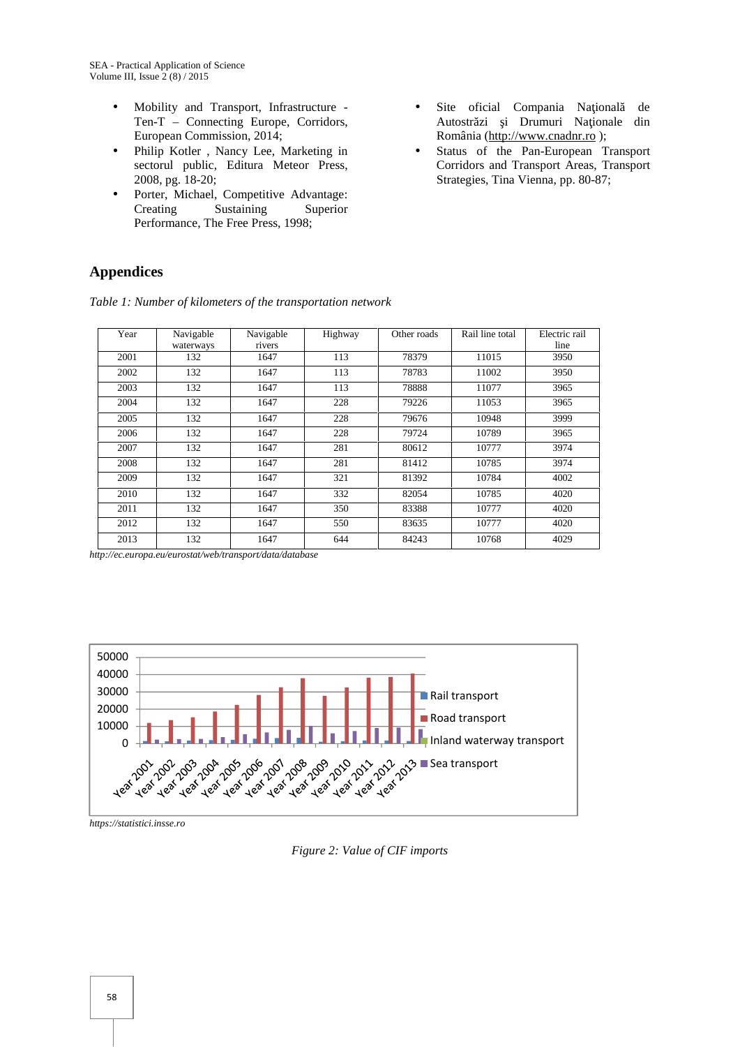- Mobility and Transport, Infrastructure - Ten-T – Connecting Europe, Corridors, European Commission, 2014;
- Philip Kotler , Nancy Lee, Marketing in sectorul public, Editura Meteor Press, 2008, pg. 18-20;
- Porter, Michael, Competitive Advantage: Creating Sustaining Superior Performance, The Free Press, 1998;
- Site oficial Compania Naţională de Autostrăzi şi Drumuri Naţionale din România (http://www.cnadnr.ro );
- Status of the Pan-European Transport Corridors and Transport Areas, Transport Strategies, Tina Vienna, pp. 80-87;

## Appendices

*Table 1: Number of kilometers of the transportation network*

| Year | Navigable waterways | Navigable rivers | Highway | Other roads | Rail line total | Electric rail line |
|---|---|---|---|---|---|---|
| 2001 | 132 | 1647 | 113 | 78379 | 11015 | 3950 |
| 2002 | 132 | 1647 | 113 | 78783 | 11002 | 3950 |
| 2003 | 132 | 1647 | 113 | 78888 | 11077 | 3965 |
| 2004 | 132 | 1647 | 228 | 79226 | 11053 | 3965 |
| 2005 | 132 | 1647 | 228 | 79676 | 10948 | 3999 |
| 2006 | 132 | 1647 | 228 | 79724 | 10789 | 3965 |
| 2007 | 132 | 1647 | 281 | 80612 | 10777 | 3974 |
| 2008 | 132 | 1647 | 281 | 81412 | 10785 | 3974 |
| 2009 | 132 | 1647 | 321 | 81392 | 10784 | 4002 |
| 2010 | 132 | 1647 | 332 | 82054 | 10785 | 4020 |
| 2011 | 132 | 1647 | 350 | 83388 | 10777 | 4020 |
| 2012 | 132 | 1647 | 550 | 83635 | 10777 | 4020 |
| 2013 | 132 | 1647 | 644 | 84243 | 10768 | 4029 |

*http://ec.europa.eu/eurostat/web/transport/data/database*

*https://statistici.insse.ro*

*Figure 2: Value of CIF imports*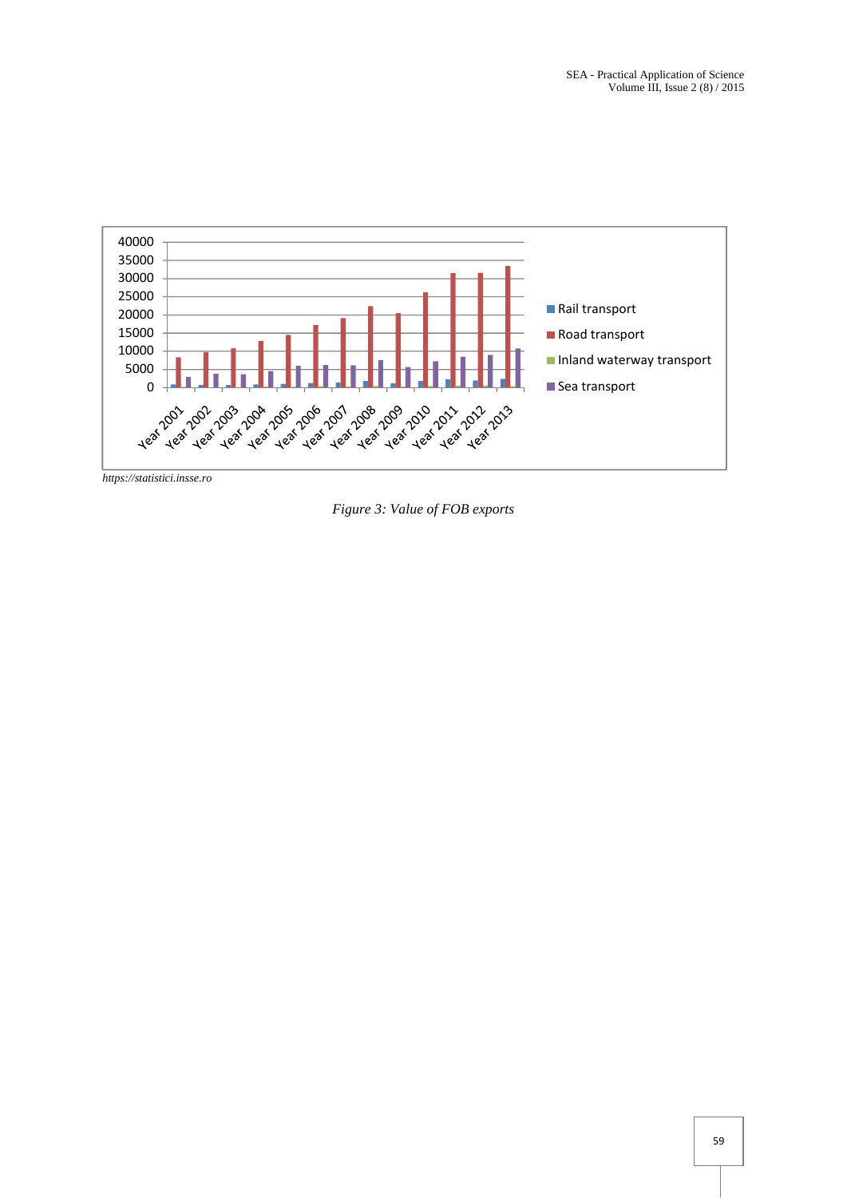40000
35000
30000
25000
20000
15000
10000
5000
0

Year 2001 Year 2002 Year 2003 Year 2004 Year 2005 Year 2006 Year 2007 Year 2008 Year 2009 Year 2010 Year 2011 Year 2012 Year 2013

Rail transport
Road transport
Inland waterway transport
Sea transport

*https://statistici.insse.ro*

*Figure 3: Value of FOB exports*